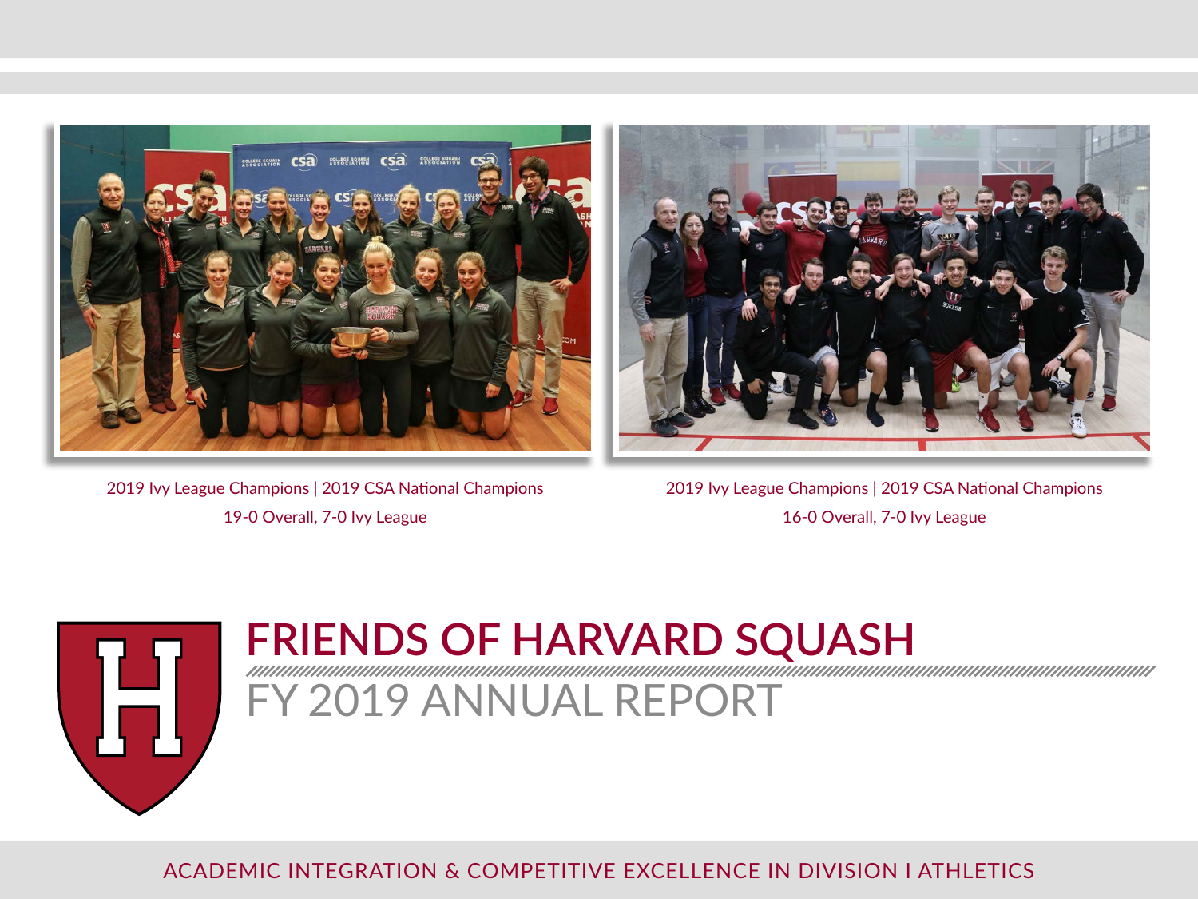2019 Ivy League Champions | 2019 CSA National Champions

19-0 Overall, 7-0 Ivy League

2019 Ivy League Champions | 2019 CSA National Champions

16-0 Overall, 7-0 Ivy League

# FRIENDS OF HARVARD SQUASH

## FY 2019 ANNUAL REPORT

ACADEMIC INTEGRATION & COMPETITIVE EXCELLENCE IN DIVISION I ATHLETICS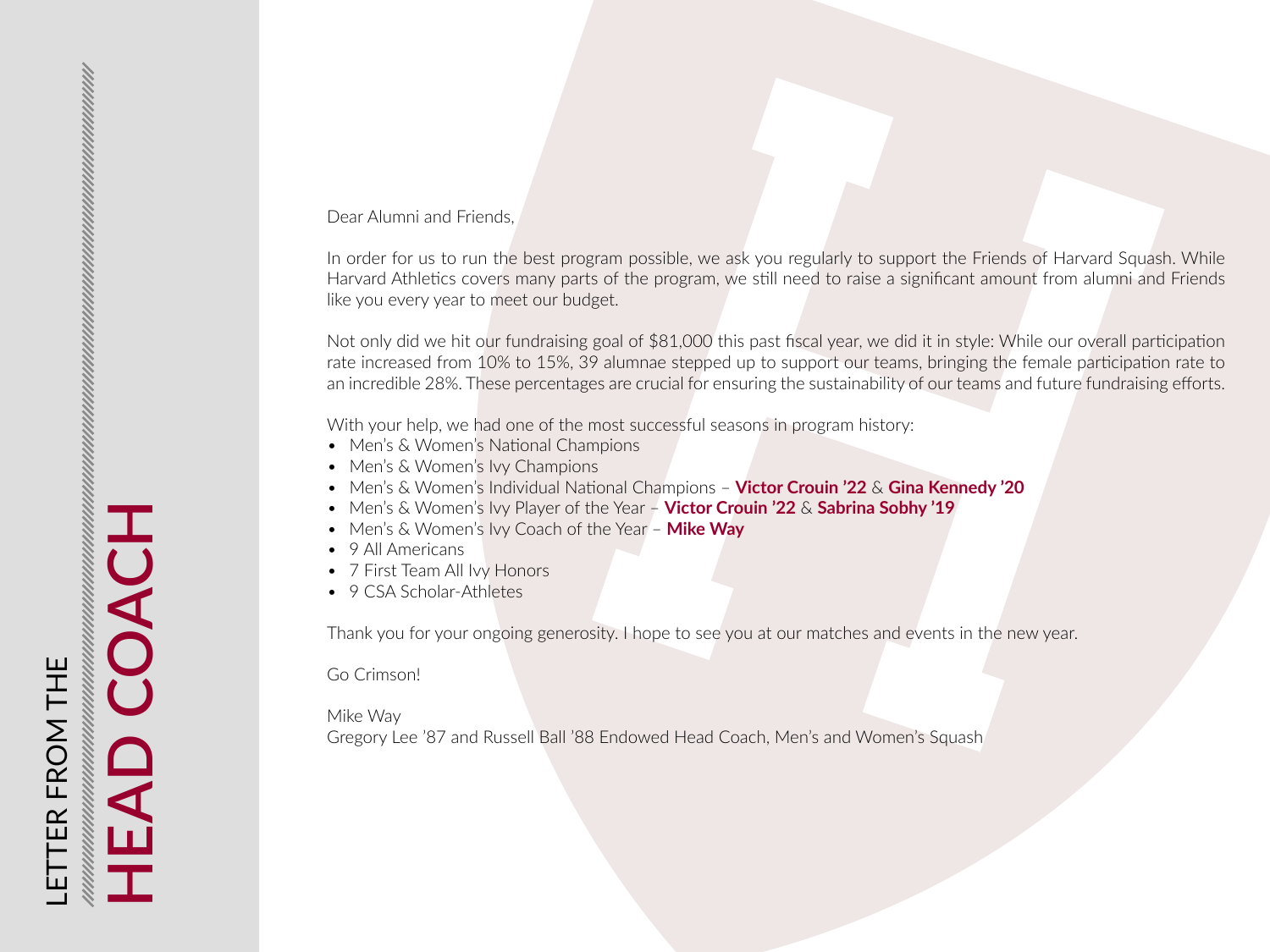# LETTER FROM THE HEAD COACH

Dear Alumni and Friends,

In order for us to run the best program possible, we ask you regularly to support the Friends of Harvard Squash. While Harvard Athletics covers many parts of the program, we still need to raise a significant amount from alumni and Friends like you every year to meet our budget.

Not only did we hit our fundraising goal of $81,000 this past fiscal year, we did it in style: While our overall participation rate increased from 10% to 15%, 39 alumnae stepped up to support our teams, bringing the female participation rate to an incredible 28%. These percentages are crucial for ensuring the sustainability of our teams and future fundraising efforts.

With your help, we had one of the most successful seasons in program history:

- Men's & Women's National Champions
- Men's & Women's Ivy Champions
- Men's & Women's Individual National Champions – **Victor Crouin '22** & **Gina Kennedy '20**
- Men's & Women's Ivy Player of the Year – **Victor Crouin '22** & **Sabrina Sobhy '19**
- Men's & Women's Ivy Coach of the Year – **Mike Way**
- 9 All Americans
- 7 First Team All Ivy Honors
- 9 CSA Scholar-Athletes

Thank you for your ongoing generosity. I hope to see you at our matches and events in the new year.

Go Crimson!

Mike Way
Gregory Lee '87 and Russell Ball '88 Endowed Head Coach, Men's and Women's Squash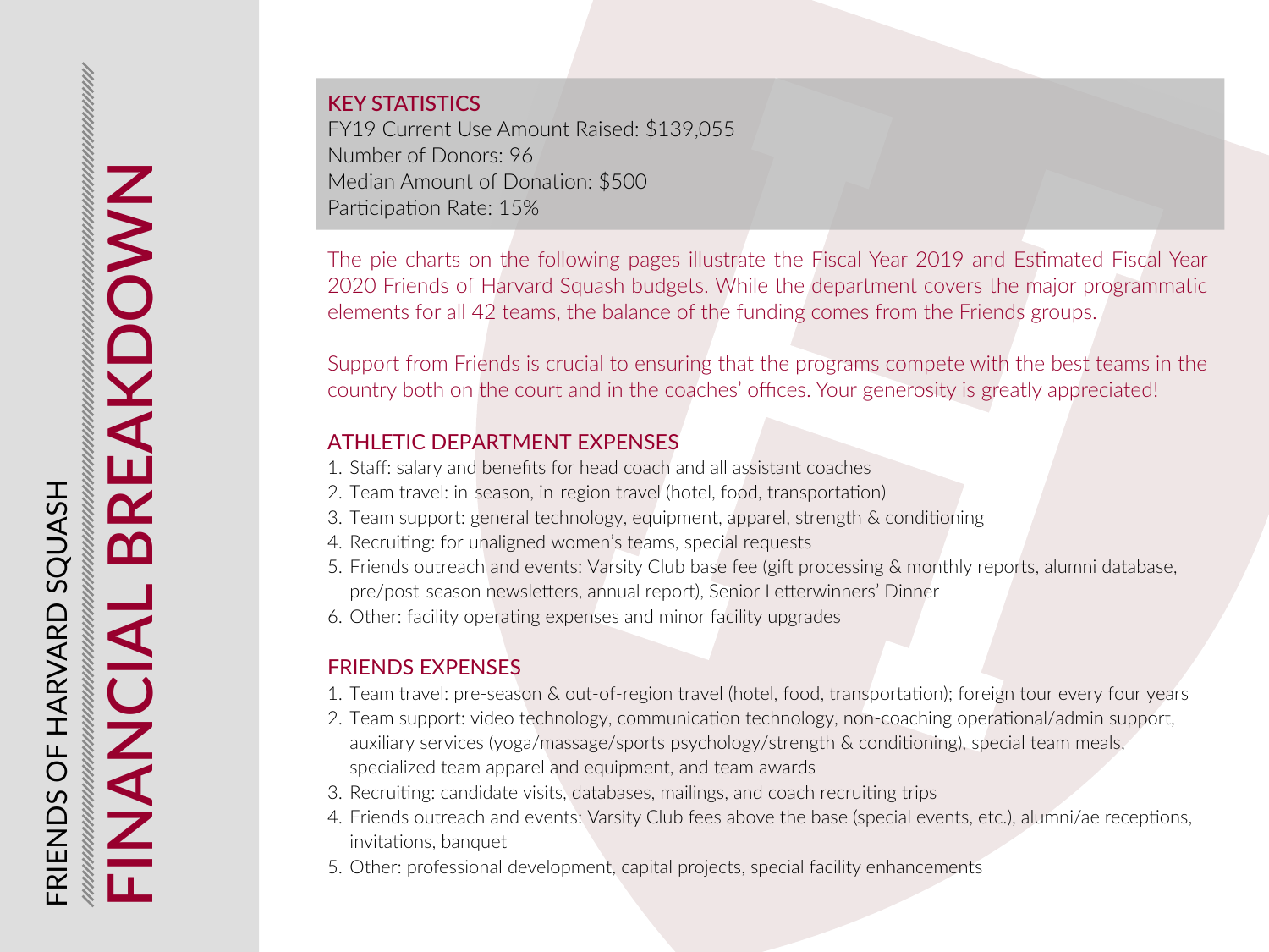# FRIENDS OF HARVARD SQUASH

# FINANCIAL BREAKDOWN

## KEY STATISTICS

FY19 Current Use Amount Raised: $139,055
Number of Donors: 96
Median Amount of Donation: $500
Participation Rate: 15%

The pie charts on the following pages illustrate the Fiscal Year 2019 and Estimated Fiscal Year 2020 Friends of Harvard Squash budgets. While the department covers the major programmatic elements for all 42 teams, the balance of the funding comes from the Friends groups.

Support from Friends is crucial to ensuring that the programs compete with the best teams in the country both on the court and in the coaches' offices. Your generosity is greatly appreciated!

## ATHLETIC DEPARTMENT EXPENSES

1. Staff: salary and benefits for head coach and all assistant coaches
2. Team travel: in-season, in-region travel (hotel, food, transportation)
3. Team support: general technology, equipment, apparel, strength & conditioning
4. Recruiting: for unaligned women's teams, special requests
5. Friends outreach and events: Varsity Club base fee (gift processing & monthly reports, alumni database, pre/post-season newsletters, annual report), Senior Letterwinners' Dinner
6. Other: facility operating expenses and minor facility upgrades

## FRIENDS EXPENSES

1. Team travel: pre-season & out-of-region travel (hotel, food, transportation); foreign tour every four years
2. Team support: video technology, communication technology, non-coaching operational/admin support, auxiliary services (yoga/massage/sports psychology/strength & conditioning), special team meals, specialized team apparel and equipment, and team awards
3. Recruiting: candidate visits, databases, mailings, and coach recruiting trips
4. Friends outreach and events: Varsity Club fees above the base (special events, etc.), alumni/ae receptions, invitations, banquet
5. Other: professional development, capital projects, special facility enhancements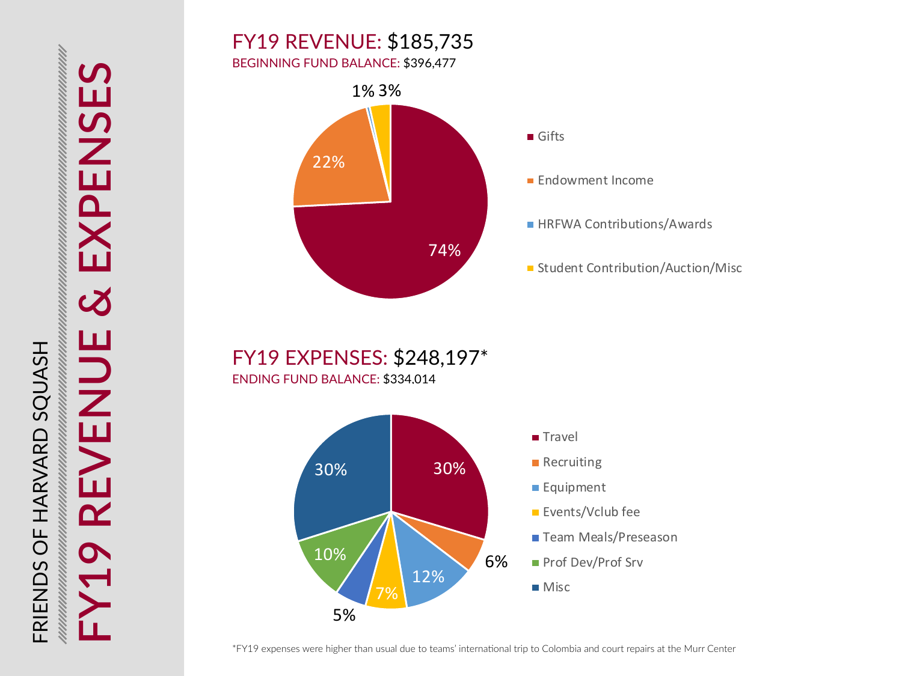FRIENDS OF HARVARD SQUASH

# FY19 REVENUE & EXPENSES

## FY19 REVENUE: $185,735

BEGINNING FUND BALANCE: $396,477

| Category | Percentage |
|---|---|
| Gifts | 74% |
| Endowment Income | 22% |
| HRFWA Contributions/Awards | 1% |
| Student Contribution/Auction/Misc | 3% |

## FY19 EXPENSES: $248,197*

ENDING FUND BALANCE: $334,014

| Category | Percentage |
|---|---|
| Travel | 30% |
| Recruiting | 6% |
| Equipment | 12% |
| Events/Vclub fee | 7% |
| Team Meals/Preseason | 5% |
| Prof Dev/Prof Srv | 10% |
| Misc | 30% |

*FY19 expenses were higher than usual due to teams' international trip to Colombia and court repairs at the Murr Center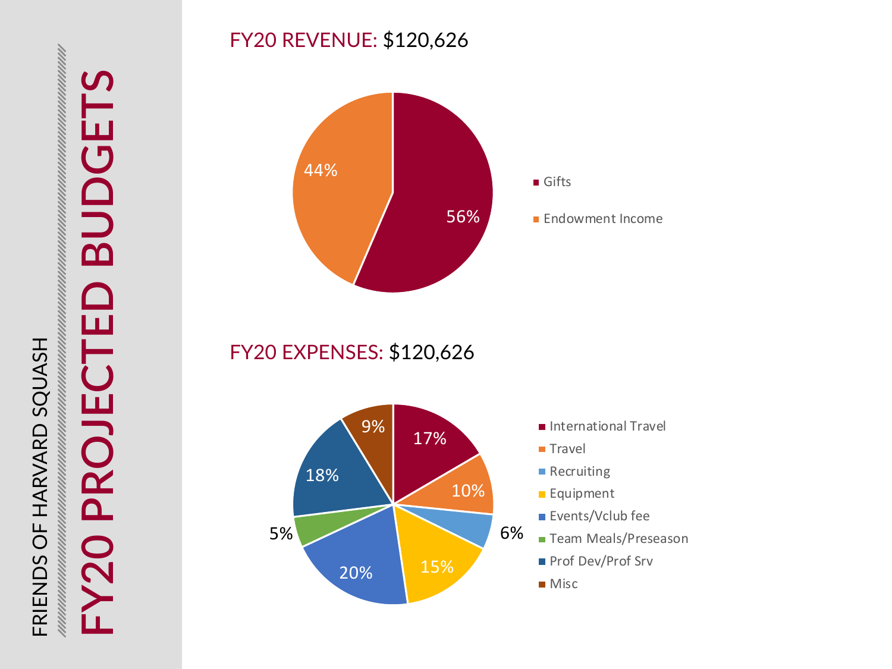FRIENDS OF HARVARD SQUASH

# FY20 PROJECTED BUDGETS

## FY20 REVENUE: $120,626

| Category | Percentage |
| --- | --- |
| Gifts | 56% |
| Endowment Income | 44% |

## FY20 EXPENSES: $120,626

| Category | Percentage |
| --- | --- |
| International Travel | 17% |
| Travel | 10% |
| Recruiting | 6% |
| Equipment | 15% |
| Events/Vclub fee | 20% |
| Team Meals/Preseason | 5% |
| Prof Dev/Prof Srv | 18% |
| Misc | 9% |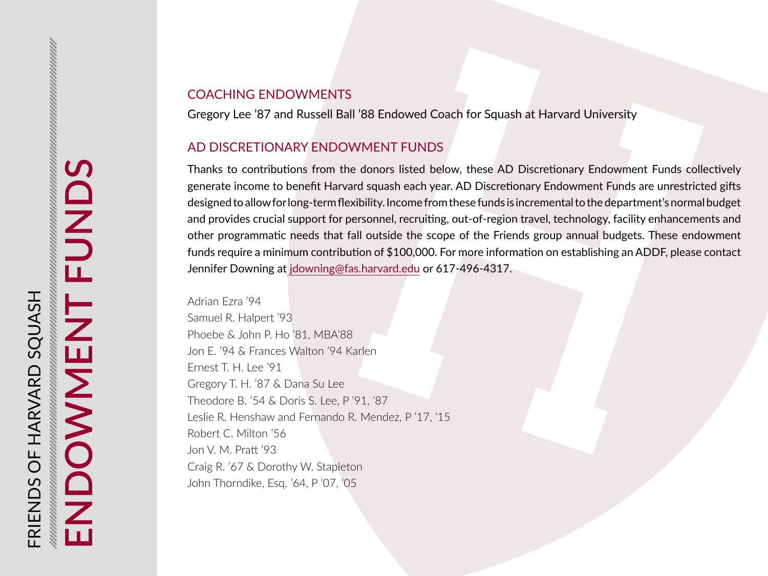FRIENDS OF HARVARD SQUASH

# ENDOWMENT FUNDS

## COACHING ENDOWMENTS

Gregory Lee ’87 and Russell Ball ’88 Endowed Coach for Squash at Harvard University

## AD DISCRETIONARY ENDOWMENT FUNDS

Thanks to contributions from the donors listed below, these AD Discretionary Endowment Funds collectively generate income to benefit Harvard squash each year. AD Discretionary Endowment Funds are unrestricted gifts designed to allow for long-term flexibility. Income from these funds is incremental to the department’s normal budget and provides crucial support for personnel, recruiting, out-of-region travel, technology, facility enhancements and other programmatic needs that fall outside the scope of the Friends group annual budgets. These endowment funds require a minimum contribution of $100,000. For more information on establishing an ADDF, please contact Jennifer Downing at jdowning@fas.harvard.edu or 617-496-4317.

Adrian Ezra ’94
Samuel R. Halpert ’93
Phoebe & John P. Ho ’81, MBA’88
Jon E. ’94 & Frances Walton ’94 Karlen
Ernest T. H. Lee ’91
Gregory T. H. ’87 & Dana Su Lee
Theodore B. ’54 & Doris S. Lee, P ’91, ’87
Leslie R. Henshaw and Fernando R. Mendez, P ’17, ’15
Robert C. Milton ’56
Jon V. M. Pratt ’93
Craig R. ’67 & Dorothy W. Stapleton
John Thorndike, Esq. ’64, P ’07, ’05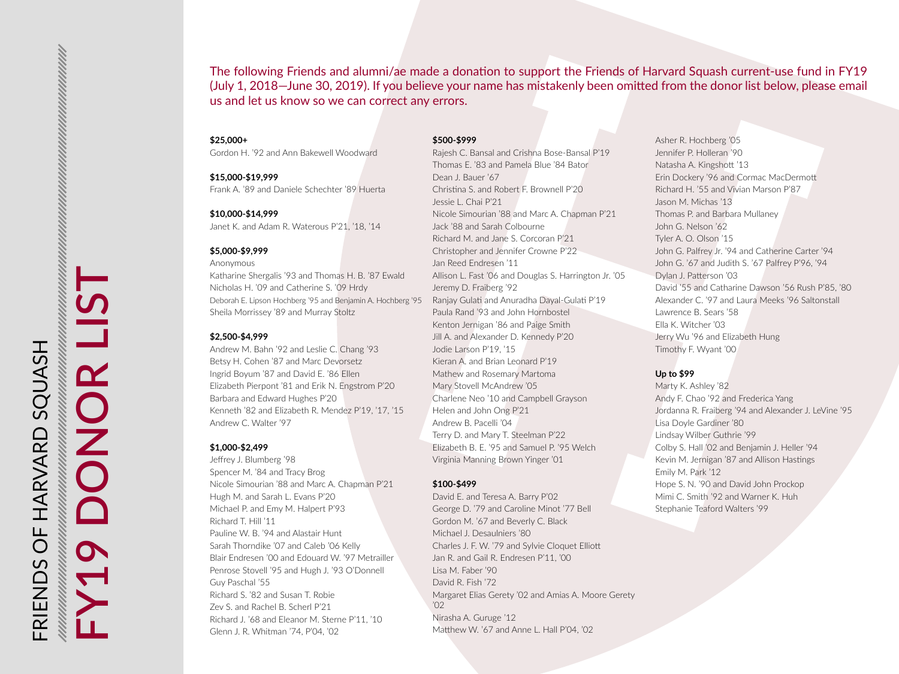# FRIENDS OF HARVARD SQUASH

# FY19 DONOR LIST

The following Friends and alumni/ae made a donation to support the Friends of Harvard Squash current-use fund in FY19 (July 1, 2018—June 30, 2019). If you believe your name has mistakenly been omitted from the donor list below, please email us and let us know so we can correct any errors.

**$25,000+**

Gordon H. '92 and Ann Bakewell Woodward

**$15,000-$19,999**

Frank A. '89 and Daniele Schechter '89 Huerta

**$10,000-$14,999**

Janet K. and Adam R. Waterous P'21, '18, '14

**$5,000-$9,999**

Anonymous
Katharine Shergalis '93 and Thomas H. B. '87 Ewald
Nicholas H. '09 and Catherine S. '09 Hrdy
Deborah E. Lipson Hochberg '95 and Benjamin A. Hochberg '95
Sheila Morrissey '89 and Murray Stoltz

**$2,500-$4,999**

Andrew M. Bahn '92 and Leslie C. Chang '93
Betsy H. Cohen '87 and Marc Devorsetz
Ingrid Boyum '87 and David E. '86 Ellen
Elizabeth Pierpont '81 and Erik N. Engstrom P'20
Barbara and Edward Hughes P'20
Kenneth '82 and Elizabeth R. Mendez P'19, '17, '15
Andrew C. Walter '97

**$1,000-$2,499**

Jeffrey J. Blumberg '98
Spencer M. '84 and Tracy Brog
Nicole Simourian '88 and Marc A. Chapman P'21
Hugh M. and Sarah L. Evans P'20
Michael P. and Emy M. Halpert P'93
Richard T. Hill '11
Pauline W. B. '94 and Alastair Hunt
Sarah Thorndike '07 and Caleb '06 Kelly
Blair Endresen '00 and Edouard W. '97 Metrailler
Penrose Stovell '95 and Hugh J. '93 O'Donnell
Guy Paschal '55
Richard S. '82 and Susan T. Robie
Zev S. and Rachel B. Scherl P'21
Richard J. '68 and Eleanor M. Sterne P'11, '10
Glenn J. R. Whitman '74, P'04, '02

**$500-$999**

Rajesh C. Bansal and Crishna Bose-Bansal P'19
Thomas E. '83 and Pamela Blue '84 Bator
Dean J. Bauer '67
Christina S. and Robert F. Brownell P'20
Jessie L. Chai P'21
Nicole Simourian '88 and Marc A. Chapman P'21
Jack '88 and Sarah Colbourne
Richard M. and Jane S. Corcoran P'21
Christopher and Jennifer Crowne P'22
Jan Reed Endresen '11
Allison L. Fast '06 and Douglas S. Harrington Jr. '05
Jeremy D. Fraiberg '92
Ranjay Gulati and Anuradha Dayal-Gulati P'19
Paula Rand '93 and John Hornbostel
Kenton Jernigan '86 and Paige Smith
Jill A. and Alexander D. Kennedy P'20
Jodie Larson P'19, '15
Kieran A. and Brian Leonard P'19
Mathew and Rosemary Martoma
Mary Stovell McAndrew '05
Charlene Neo '10 and Campbell Grayson
Helen and John Ong P'21
Andrew B. Pacelli '04
Terry D. and Mary T. Steelman P'22
Elizabeth B. E. '95 and Samuel P. '95 Welch
Virginia Manning Brown Yinger '01

**$100-$499**

David E. and Teresa A. Barry P'02
George D. '79 and Caroline Minot '77 Bell
Gordon M. '67 and Beverly C. Black
Michael J. Desaulniers '80
Charles J. F. W. '79 and Sylvie Cloquet Elliott
Jan R. and Gail R. Endresen P'11, '00
Lisa M. Faber '90
David R. Fish '72
Margaret Elias Gerety '02 and Amias A. Moore Gerety '02
Nirasha A. Guruge '12
Matthew W. '67 and Anne L. Hall P'04, '02
Asher R. Hochberg '05
Jennifer P. Holleran '90
Natasha A. Kingshott '13
Erin Dockery '96 and Cormac MacDermott
Richard H. '55 and Vivian Marson P'87
Jason M. Michas '13
Thomas P. and Barbara Mullaney
John G. Nelson '62
Tyler A. O. Olson '15
John G. Palfrey Jr. '94 and Catherine Carter '94
John G. '67 and Judith S. '67 Palfrey P'96, '94
Dylan J. Patterson '03
David '55 and Catharine Dawson '56 Rush P'85, '80
Alexander C. '97 and Laura Meeks '96 Saltonstall
Lawrence B. Sears '58
Ella K. Witcher '03
Jerry Wu '96 and Elizabeth Hung
Timothy F. Wyant '00

**Up to $99**

Marty K. Ashley '82
Andy F. Chao '92 and Frederica Yang
Jordanna R. Fraiberg '94 and Alexander J. LeVine '95
Lisa Doyle Gardiner '80
Lindsay Wilber Guthrie '99
Colby S. Hall '02 and Benjamin J. Heller '94
Kevin M. Jernigan '87 and Allison Hastings
Emily M. Park '12
Hope S. N. '90 and David John Prockop
Mimi C. Smith '92 and Warner K. Huh
Stephanie Teaford Walters '99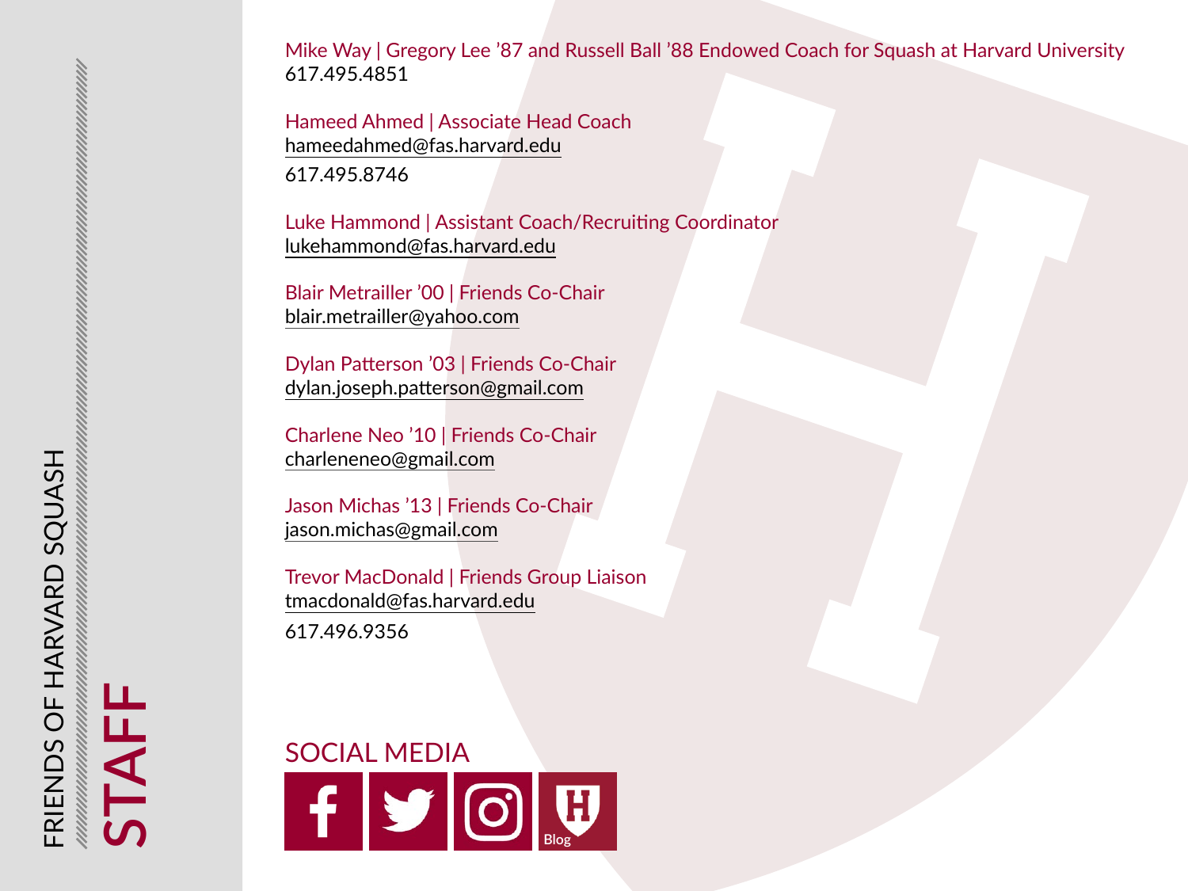# FRIENDS OF HARVARD SQUASH

# STAFF

Mike Way | Gregory Lee ’87 and Russell Ball ’88 Endowed Coach for Squash at Harvard University
617.495.4851

Hameed Ahmed | Associate Head Coach
hameedahmed@fas.harvard.edu
617.495.8746

Luke Hammond | Assistant Coach/Recruiting Coordinator
lukehammond@fas.harvard.edu

Blair Metrailler ’00 | Friends Co-Chair
blair.metrailler@yahoo.com

Dylan Patterson ’03 | Friends Co-Chair
dylan.joseph.patterson@gmail.com

Charlene Neo ’10 | Friends Co-Chair
charleneneo@gmail.com

Jason Michas ’13 | Friends Co-Chair
jason.michas@gmail.com

Trevor MacDonald | Friends Group Liaison
tmacdonald@fas.harvard.edu
617.496.9356

## SOCIAL MEDIA

Blog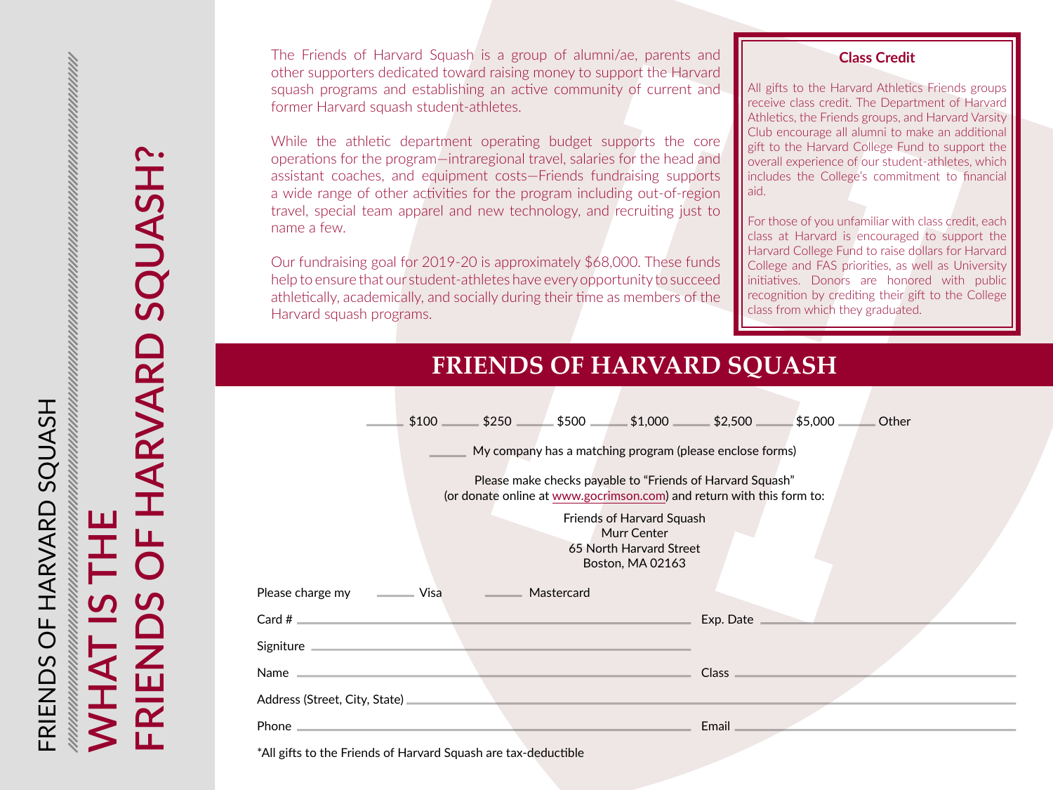FRIENDS OF HARVARD SQUASH

# WHAT IS THE FRIENDS OF HARVARD SQUASH?

The Friends of Harvard Squash is a group of alumni/ae, parents and other supporters dedicated toward raising money to support the Harvard squash programs and establishing an active community of current and former Harvard squash student-athletes.

While the athletic department operating budget supports the core operations for the program—intraregional travel, salaries for the head and assistant coaches, and equipment costs—Friends fundraising supports a wide range of other activities for the program including out-of-region travel, special team apparel and new technology, and recruiting just to name a few.

Our fundraising goal for 2019-20 is approximately $68,000. These funds help to ensure that our student-athletes have every opportunity to succeed athletically, academically, and socially during their time as members of the Harvard squash programs.

### Class Credit

All gifts to the Harvard Athletics Friends groups receive class credit. The Department of Harvard Athletics, the Friends groups, and Harvard Varsity Club encourage all alumni to make an additional gift to the Harvard College Fund to support the overall experience of our student-athletes, which includes the College's commitment to financial aid.

For those of you unfamiliar with class credit, each class at Harvard is encouraged to support the Harvard College Fund to raise dollars for Harvard College and FAS priorities, as well as University initiatives. Donors are honored with public recognition by crediting their gift to the College class from which they graduated.

## FRIENDS OF HARVARD SQUASH

_____ $100 _____ $250 _____ $500 _____ $1,000 _____ $2,500 _____ $5,000 _____ Other

_____ My company has a matching program (please enclose forms)

Please make checks payable to "Friends of Harvard Squash"
(or donate online at www.gocrimson.com) and return with this form to:

Friends of Harvard Squash
Murr Center
65 North Harvard Street
Boston, MA 02163

Please charge my _____ Visa _____ Mastercard

Card # _______________ Exp. Date _______________

Signiture _______________

Name _______________ Class _______________

Address (Street, City, State) _______________

Phone _______________ Email _______________

*All gifts to the Friends of Harvard Squash are tax-deductible